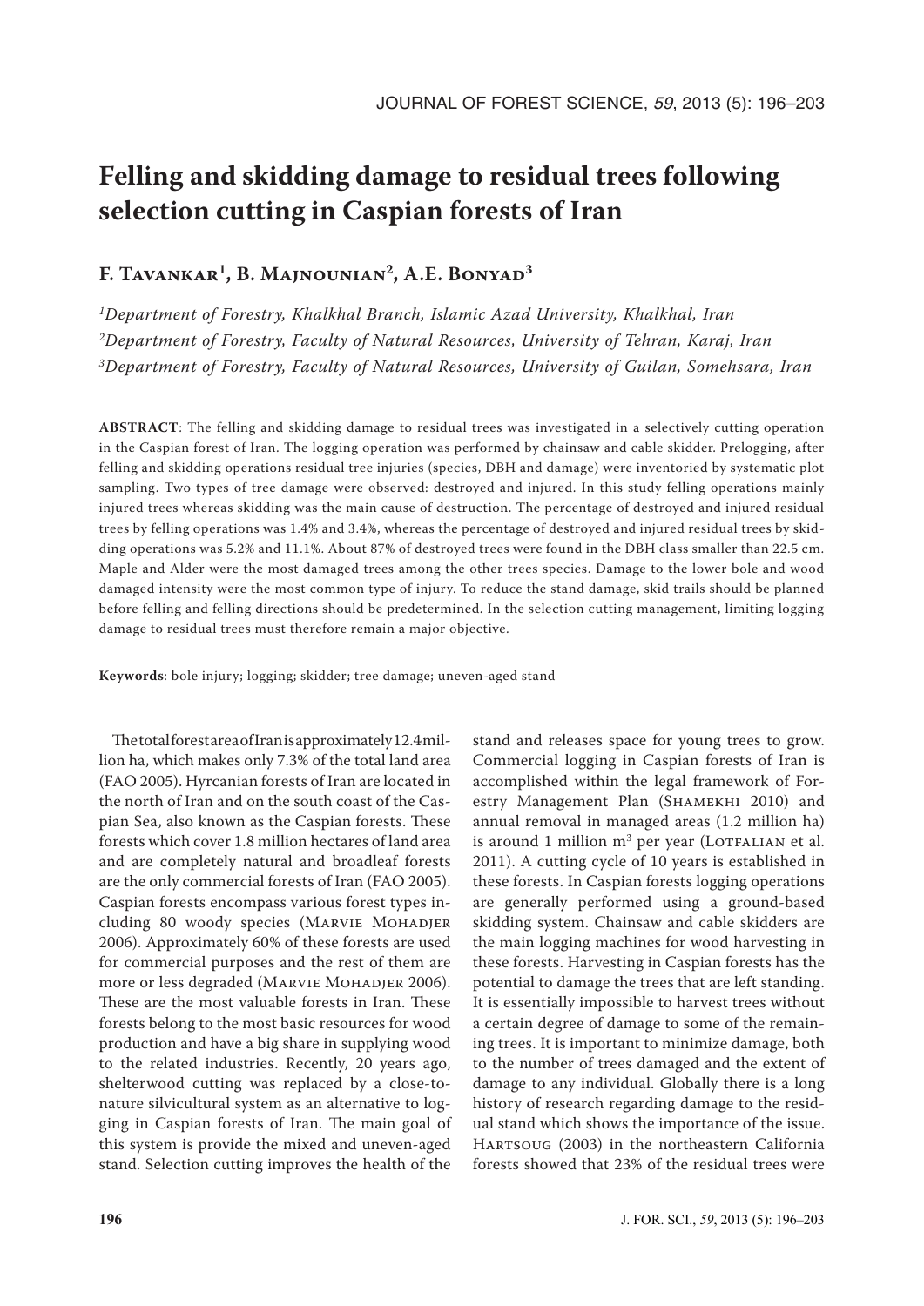# Felling and skidding damage to residual trees following selection cutting in Caspian forests of Iran

## F. Tavankar[1], B. Majnounian[2], A.E. Bonyad[3]

*[1]Department of Forestry, Khalkhal Branch, Islamic Azad University, Khalkhal, Iran*
*[2]Department of Forestry, Faculty of Natural Resources, University of Tehran, Karaj, Iran*
*[3]Department of Forestry, Faculty of Natural Resources, University of Guilan, Somehsara, Iran*

**ABSTRACT**: The felling and skidding damage to residual trees was investigated in a selectively cutting operation in the Caspian forest of Iran. The logging operation was performed by chainsaw and cable skidder. Prelogging, after felling and skidding operations residual tree injuries (species, DBH and damage) were inventoried by systematic plot sampling. Two types of tree damage were observed: destroyed and injured. In this study felling operations mainly injured trees whereas skidding was the main cause of destruction. The percentage of destroyed and injured residual trees by felling operations was 1.4% and 3.4%, whereas the percentage of destroyed and injured residual trees by skidding operations was 5.2% and 11.1%. About 87% of destroyed trees were found in the DBH class smaller than 22.5 cm. Maple and Alder were the most damaged trees among the other trees species. Damage to the lower bole and wood damaged intensity were the most common type of injury. To reduce the stand damage, skid trails should be planned before felling and felling directions should be predetermined. In the selection cutting management, limiting logging damage to residual trees must therefore remain a major objective.

**Keywords**: bole injury; logging; skidder; tree damage; uneven-aged stand

The total forest area of Iran is approximately 12.4 million ha, which makes only 7.3% of the total land area (FAO 2005). Hyrcanian forests of Iran are located in the north of Iran and on the south coast of the Caspian Sea, also known as the Caspian forests. These forests which cover 1.8 million hectares of land area and are completely natural and broadleaf forests are the only commercial forests of Iran (FAO 2005). Caspian forests encompass various forest types including 80 woody species (Marvie Mohadjer 2006). Approximately 60% of these forests are used for commercial purposes and the rest of them are more or less degraded (Marvie Mohadjer 2006). These are the most valuable forests in Iran. These forests belong to the most basic resources for wood production and have a big share in supplying wood to the related industries. Recently, 20 years ago, shelterwood cutting was replaced by a close-to-nature silvicultural system as an alternative to logging in Caspian forests of Iran. The main goal of this system is provide the mixed and uneven-aged stand. Selection cutting improves the health of the stand and releases space for young trees to grow. Commercial logging in Caspian forests of Iran is accomplished within the legal framework of Forestry Management Plan (Shamekhi 2010) and annual removal in managed areas (1.2 million ha) is around 1 million m$^3$ per year (Lotfalian et al. 2011). A cutting cycle of 10 years is established in these forests. In Caspian forests logging operations are generally performed using a ground-based skidding system. Chainsaw and cable skidders are the main logging machines for wood harvesting in these forests. Harvesting in Caspian forests has the potential to damage the trees that are left standing. It is essentially impossible to harvest trees without a certain degree of damage to some of the remaining trees. It is important to minimize damage, both to the number of trees damaged and the extent of damage to any individual. Globally there is a long history of research regarding damage to the residual stand which shows the importance of the issue. Hartsoug (2003) in the northeastern California forests showed that 23% of the residual trees were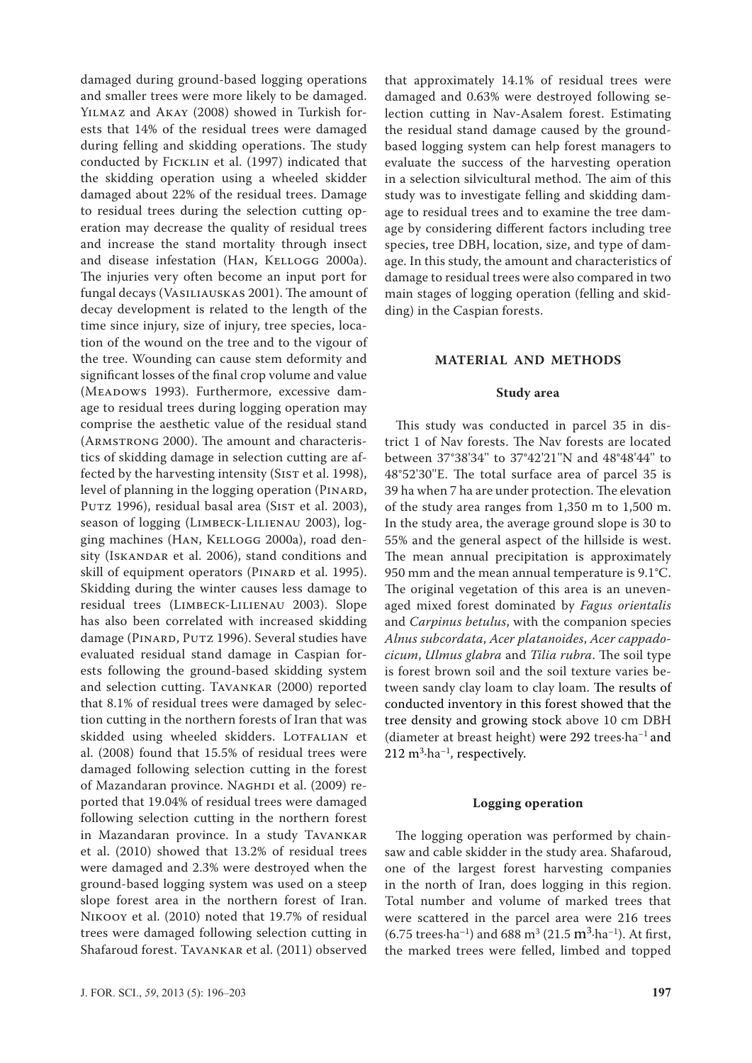damaged during ground-based logging operations and smaller trees were more likely to be damaged. Yilmaz and Akay (2008) showed in Turkish forests that 14% of the residual trees were damaged during felling and skidding operations. The study conducted by Ficklin et al. (1997) indicated that the skidding operation using a wheeled skidder damaged about 22% of the residual trees. Damage to residual trees during the selection cutting operation may decrease the quality of residual trees and increase the stand mortality through insect and disease infestation (Han, Kellogg 2000a). The injuries very often become an input port for fungal decays (Vasiliauskas 2001). The amount of decay development is related to the length of the time since injury, size of injury, tree species, location of the wound on the tree and to the vigour of the tree. Wounding can cause stem deformity and significant losses of the final crop volume and value (Meadows 1993). Furthermore, excessive damage to residual trees during logging operation may comprise the aesthetic value of the residual stand (Armstrong 2000). The amount and characteristics of skidding damage in selection cutting are affected by the harvesting intensity (Sist et al. 1998), level of planning in the logging operation (Pinard, Putz 1996), residual basal area (Sist et al. 2003), season of logging (Limbeck-Lilienau 2003), logging machines (Han, Kellogg 2000a), road density (Iskandar et al. 2006), stand conditions and skill of equipment operators (Pinard et al. 1995). Skidding during the winter causes less damage to residual trees (Limbeck-Lilienau 2003). Slope has also been correlated with increased skidding damage (Pinard, Putz 1996). Several studies have evaluated residual stand damage in Caspian forests following the ground-based skidding system and selection cutting. Tavankar (2000) reported that 8.1% of residual trees were damaged by selection cutting in the northern forests of Iran that was skidded using wheeled skidders. Lotfalian et al. (2008) found that 15.5% of residual trees were damaged following selection cutting in the forest of Mazandaran province. Naghdi et al. (2009) reported that 19.04% of residual trees were damaged following selection cutting in the northern forest in Mazandaran province. In a study Tavankar et al. (2010) showed that 13.2% of residual trees were damaged and 2.3% were destroyed when the ground-based logging system was used on a steep slope forest area in the northern forest of Iran. Nikooy et al. (2010) noted that 19.7% of residual trees were damaged following selection cutting in Shafaroud forest. Tavankar et al. (2011) observed that approximately 14.1% of residual trees were damaged and 0.63% were destroyed following selection cutting in Nav-Asalem forest. Estimating the residual stand damage caused by the ground-based logging system can help forest managers to evaluate the success of the harvesting operation in a selection silvicultural method. The aim of this study was to investigate felling and skidding damage to residual trees and to examine the tree damage by considering different factors including tree species, tree DBH, location, size, and type of damage. In this study, the amount and characteristics of damage to residual trees were also compared in two main stages of logging operation (felling and skidding) in the Caspian forests.

## MATERIAL AND METHODS

### Study area

This study was conducted in parcel 35 in district 1 of Nav forests. The Nav forests are located between 37°38'34" to 37°42'21"N and 48°48'44" to 48°52'30"E. The total surface area of parcel 35 is 39 ha when 7 ha are under protection. The elevation of the study area ranges from 1,350 m to 1,500 m. In the study area, the average ground slope is 30 to 55% and the general aspect of the hillside is west. The mean annual precipitation is approximately 950 mm and the mean annual temperature is 9.1°C. The original vegetation of this area is an uneven-aged mixed forest dominated by *Fagus orientalis* and *Carpinus betulus*, with the companion species *Alnus subcordata*, *Acer platanoides*, *Acer cappadocicum*, *Ulmus glabra* and *Tilia rubra*. The soil type is forest brown soil and the soil texture varies between sandy clay loam to clay loam. The results of conducted inventory in this forest showed that the tree density and growing stock above 10 cm DBH (diameter at breast height) were 292 trees·ha$^{-1}$ and 212 m$^{3}$·ha$^{-1}$, respectively.

### Logging operation

The logging operation was performed by chainsaw and cable skidder in the study area. Shafaroud, one of the largest forest harvesting companies in the north of Iran, does logging in this region. Total number and volume of marked trees that were scattered in the parcel area were 216 trees (6.75 trees·ha$^{-1}$) and 688 m$^{3}$ (21.5 m$^{3}$·ha$^{-1}$). At first, the marked trees were felled, limbed and topped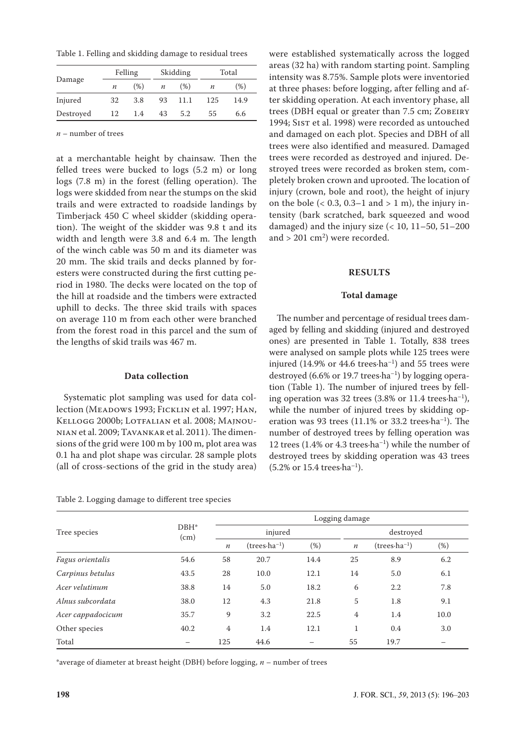Table 1. Felling and skidding damage to residual trees

| Damage | Felling | | Skidding | | Total | |
|---|---|---|---|---|---|---|
| | *n* | (%) | *n* | (%) | *n* | (%) |
| Injured | 32 | 3.8 | 93 | 11.1 | 125 | 14.9 |
| Destroyed | 12 | 1.4 | 43 | 5.2 | 55 | 6.6 |

*n* – number of trees

at a merchantable height by chainsaw. Then the felled trees were bucked to logs (5.2 m) or long logs (7.8 m) in the forest (felling operation). The logs were skidded from near the stumps on the skid trails and were extracted to roadside landings by Timberjack 450 C wheel skidder (skidding operation). The weight of the skidder was 9.8 t and its width and length were 3.8 and 6.4 m. The length of the winch cable was 50 m and its diameter was 20 mm. The skid trails and decks planned by foresters were constructed during the first cutting period in 1980. The decks were located on the top of the hill at roadside and the timbers were extracted uphill to decks. The three skid trails with spaces on average 110 m from each other were branched from the forest road in this parcel and the sum of the lengths of skid trails was 467 m.

### Data collection

Systematic plot sampling was used for data collection (Meadows 1993; Ficklin et al. 1997; Han, Kellogg 2000b; Lotfalian et al. 2008; Majnounian et al. 2009; Tavankar et al. 2011). The dimensions of the grid were 100 m by 100 m, plot area was 0.1 ha and plot shape was circular. 28 sample plots (all of cross-sections of the grid in the study area) were established systematically across the logged areas (32 ha) with random starting point. Sampling intensity was 8.75%. Sample plots were inventoried at three phases: before logging, after felling and after skidding operation. At each inventory phase, all trees (DBH equal or greater than 7.5 cm; Zobeiry 1994; Sist et al. 1998) were recorded as untouched and damaged on each plot. Species and DBH of all trees were also identified and measured. Damaged trees were recorded as destroyed and injured. Destroyed trees were recorded as broken stem, completely broken crown and uprooted. The location of injury (crown, bole and root), the height of injury on the bole (< 0.3, 0.3–1 and > 1 m), the injury intensity (bark scratched, bark squeezed and wood damaged) and the injury size (< 10, 11–50, 51–200 and > 201 cm²) were recorded.

## RESULTS

### Total damage

The number and percentage of residual trees damaged by felling and skidding (injured and destroyed ones) are presented in Table 1. Totally, 838 trees were analysed on sample plots while 125 trees were injured (14.9% or 44.6 trees·ha⁻¹) and 55 trees were destroyed (6.6% or 19.7 trees·ha⁻¹) by logging operation (Table 1). The number of injured trees by felling operation was 32 trees (3.8% or 11.4 trees·ha⁻¹), while the number of injured trees by skidding operation was 93 trees (11.1% or 33.2 trees·ha⁻¹). The number of destroyed trees by felling operation was 12 trees (1.4% or 4.3 trees·ha⁻¹) while the number of destroyed trees by skidding operation was 43 trees (5.2% or 15.4 trees·ha⁻¹).

Table 2. Logging damage to different tree species

| Tree species | DBH* (cm) | Logging damage | | | | | |
|---|---|---|---|---|---|---|---|
| | | injured | | | destroyed | | |
| | | *n* | (trees·ha⁻¹) | (%) | *n* | (trees·ha⁻¹) | (%) |
| *Fagus orientalis* | 54.6 | 58 | 20.7 | 14.4 | 25 | 8.9 | 6.2 |
| *Carpinus betulus* | 43.5 | 28 | 10.0 | 12.1 | 14 | 5.0 | 6.1 |
| *Acer velutinum* | 38.8 | 14 | 5.0 | 18.2 | 6 | 2.2 | 7.8 |
| *Alnus subcordata* | 38.0 | 12 | 4.3 | 21.8 | 5 | 1.8 | 9.1 |
| *Acer cappadocicum* | 35.7 | 9 | 3.2 | 22.5 | 4 | 1.4 | 10.0 |
| Other species | 40.2 | 4 | 1.4 | 12.1 | 1 | 0.4 | 3.0 |
| Total | – | 125 | 44.6 | – | 55 | 19.7 | – |

*average of diameter at breast height (DBH) before logging, *n* – number of trees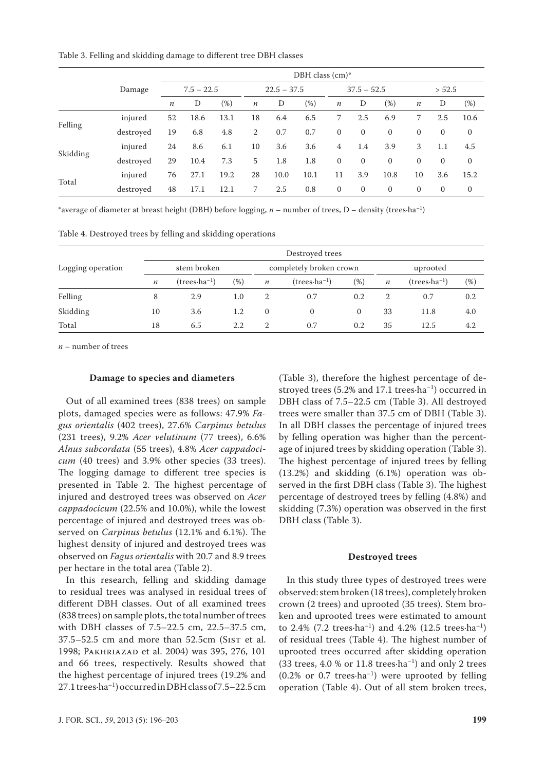Table 3. Felling and skidding damage to different tree DBH classes

| | Damage | DBH class (cm)* | | | | | | | | | | | |
|---|---|---|---|---|---|---|---|---|---|---|---|---|---|
| | | 7.5 – 22.5 | | | 22.5 – 37.5 | | | 37.5 – 52.5 | | | > 52.5 | | |
| | | *n* | D | (%) | *n* | D | (%) | *n* | D | (%) | *n* | D | (%) |
| Felling | injured | 52 | 18.6 | 13.1 | 18 | 6.4 | 6.5 | 7 | 2.5 | 6.9 | 7 | 2.5 | 10.6 |
| | destroyed | 19 | 6.8 | 4.8 | 2 | 0.7 | 0.7 | 0 | 0 | 0 | 0 | 0 | 0 |
| Skidding | injured | 24 | 8.6 | 6.1 | 10 | 3.6 | 3.6 | 4 | 1.4 | 3.9 | 3 | 1.1 | 4.5 |
| | destroyed | 29 | 10.4 | 7.3 | 5 | 1.8 | 1.8 | 0 | 0 | 0 | 0 | 0 | 0 |
| Total | injured | 76 | 27.1 | 19.2 | 28 | 10.0 | 10.1 | 11 | 3.9 | 10.8 | 10 | 3.6 | 15.2 |
| | destroyed | 48 | 17.1 | 12.1 | 7 | 2.5 | 0.8 | 0 | 0 | 0 | 0 | 0 | 0 |

*average of diameter at breast height (DBH) before logging, *n* – number of trees, D – density (trees·ha$^{-1}$)

Table 4. Destroyed trees by felling and skidding operations

| Logging operation | Destroyed trees | | | | | | | | |
|---|---|---|---|---|---|---|---|---|---|
| | stem broken | | | completely broken crown | | | uprooted | | |
| | *n* | (trees·ha$^{-1}$) | (%) | *n* | (trees·ha$^{-1}$) | (%) | *n* | (trees·ha$^{-1}$) | (%) |
| Felling | 8 | 2.9 | 1.0 | 2 | 0.7 | 0.2 | 2 | 0.7 | 0.2 |
| Skidding | 10 | 3.6 | 1.2 | 0 | 0 | 0 | 33 | 11.8 | 4.0 |
| Total | 18 | 6.5 | 2.2 | 2 | 0.7 | 0.2 | 35 | 12.5 | 4.2 |

*n* – number of trees

### Damage to species and diameters

Out of all examined trees (838 trees) on sample plots, damaged species were as follows: 47.9% *Fagus orientalis* (402 trees), 27.6% *Carpinus betulus* (231 trees), 9.2% *Acer velutinum* (77 trees), 6.6% *Alnus subcordata* (55 trees), 4.8% *Acer cappadocicum* (40 trees) and 3.9% other species (33 trees). The logging damage to different tree species is presented in Table 2. The highest percentage of injured and destroyed trees was observed on *Acer cappadocicum* (22.5% and 10.0%), while the lowest percentage of injured and destroyed trees was observed on *Carpinus betulus* (12.1% and 6.1%). The highest density of injured and destroyed trees was observed on *Fagus orientalis* with 20.7 and 8.9 trees per hectare in the total area (Table 2).

In this research, felling and skidding damage to residual trees was analysed in residual trees of different DBH classes. Out of all examined trees (838 trees) on sample plots, the total number of trees with DBH classes of 7.5–22.5 cm, 22.5–37.5 cm, 37.5–52.5 cm and more than 52.5cm (Sist et al. 1998; Pakhriazad et al. 2004) was 395, 276, 101 and 66 trees, respectively. Results showed that the highest percentage of injured trees (19.2% and 27.1 trees·ha$^{-1}$) occurred in DBH class of 7.5–22.5 cm (Table 3), therefore the highest percentage of destroyed trees (5.2% and 17.1 trees·ha$^{-1}$) occurred in DBH class of 7.5–22.5 cm (Table 3). All destroyed trees were smaller than 37.5 cm of DBH (Table 3). In all DBH classes the percentage of injured trees by felling operation was higher than the percentage of injured trees by skidding operation (Table 3). The highest percentage of injured trees by felling (13.2%) and skidding (6.1%) operation was observed in the first DBH class (Table 3). The highest percentage of destroyed trees by felling (4.8%) and skidding (7.3%) operation was observed in the first DBH class (Table 3).

### Destroyed trees

In this study three types of destroyed trees were observed: stem broken (18 trees), completely broken crown (2 trees) and uprooted (35 trees). Stem broken and uprooted trees were estimated to amount to 2.4% (7.2 trees·ha$^{-1}$) and 4.2% (12.5 trees·ha$^{-1}$) of residual trees (Table 4). The highest number of uprooted trees occurred after skidding operation (33 trees, 4.0 % or 11.8 trees·ha$^{-1}$) and only 2 trees (0.2% or 0.7 trees·ha$^{-1}$) were uprooted by felling operation (Table 4). Out of all stem broken trees,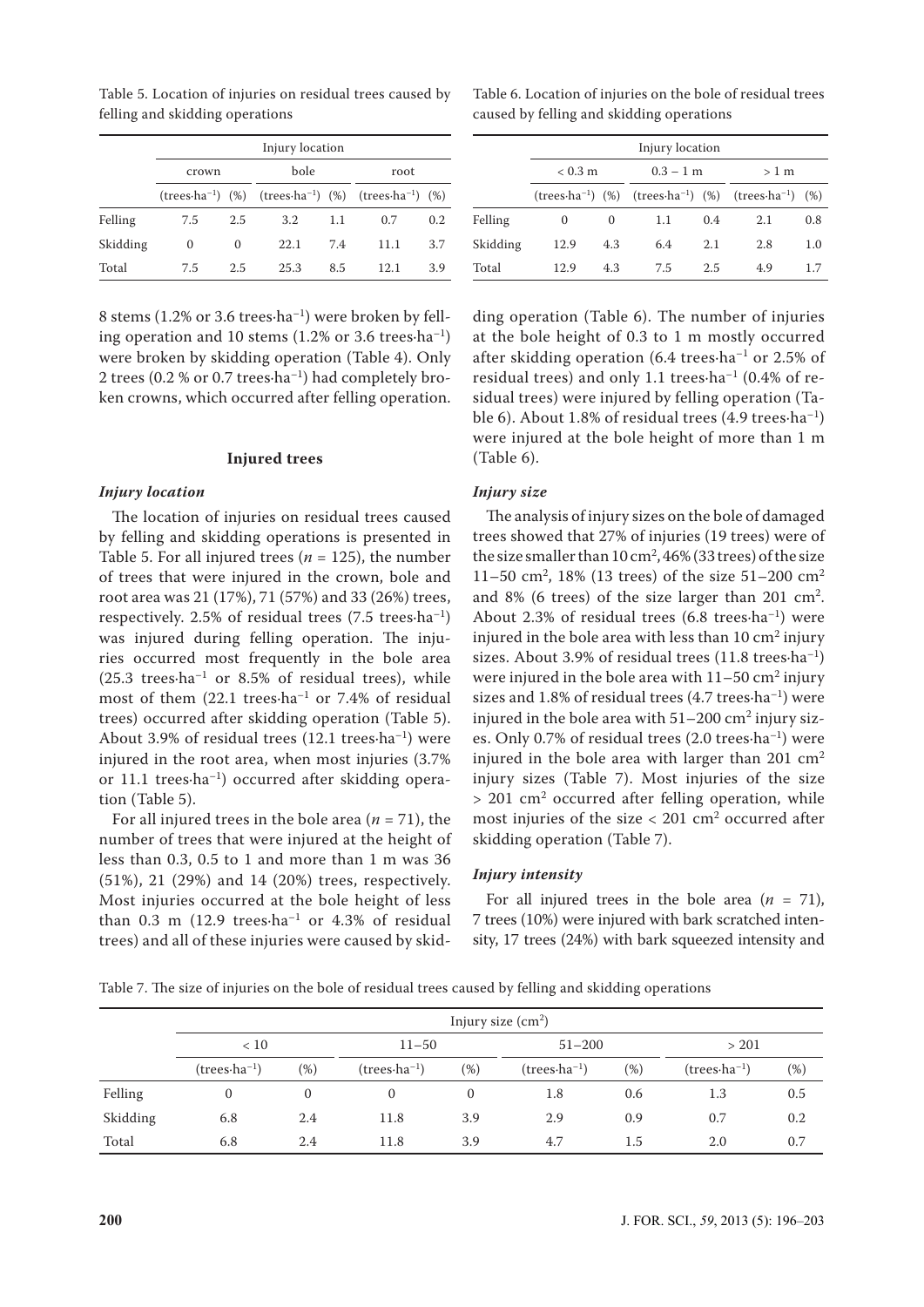Table 5. Location of injuries on residual trees caused by felling and skidding operations

| | Injury location | | | | | |
|---|---|---|---|---|---|---|
| | crown | | bole | | root | |
| | (trees·ha$^{-1}$) | (%) | (trees·ha$^{-1}$) | (%) | (trees·ha$^{-1}$) | (%) |
| Felling | 7.5 | 2.5 | 3.2 | 1.1 | 0.7 | 0.2 |
| Skidding | 0 | 0 | 22.1 | 7.4 | 11.1 | 3.7 |
| Total | 7.5 | 2.5 | 25.3 | 8.5 | 12.1 | 3.9 |

8 stems (1.2% or 3.6 trees·ha$^{-1}$) were broken by felling operation and 10 stems (1.2% or 3.6 trees·ha$^{-1}$) were broken by skidding operation (Table 4). Only 2 trees (0.2 % or 0.7 trees·ha$^{-1}$) had completely broken crowns, which occurred after felling operation.

## Injured trees

### *Injury location*

The location of injuries on residual trees caused by felling and skidding operations is presented in Table 5. For all injured trees ($n$ = 125), the number of trees that were injured in the crown, bole and root area was 21 (17%), 71 (57%) and 33 (26%) trees, respectively. 2.5% of residual trees (7.5 trees·ha$^{-1}$) was injured during felling operation. The injuries occurred most frequently in the bole area (25.3 trees·ha$^{-1}$ or 8.5% of residual trees), while most of them (22.1 trees·ha$^{-1}$ or 7.4% of residual trees) occurred after skidding operation (Table 5). About 3.9% of residual trees (12.1 trees·ha$^{-1}$) injured in the root area, when most injuries (3.7% or 11.1 trees·ha$^{-1}$) occurred after skidding operation (Table 5).

For all injured trees in the bole area ($n$ = 71), the number of trees that were injured at the height of less than 0.3, 0.5 to 1 and more than 1 m was 36 (51%), 21 (29%) and 14 (20%) trees, respectively. Most injuries occurred at the bole height of less than 0.3 m (12.9 trees·ha$^{-1}$ or 4.3% of residual trees) and all of these injuries were caused by skidding operation (Table 6). The number of injuries at the bole height of 0.3 to 1 m mostly occurred after skidding operation (6.4 trees·ha$^{-1}$ or 2.5% of residual trees) and only 1.1 trees·ha$^{-1}$ (0.4% of residual trees) were injured by felling operation (Table 6). About 1.8% of residual trees (4.9 trees·ha$^{-1}$) were injured at the bole height of more than 1 m (Table 6).

Table 6. Location of injuries on the bole of residual trees caused by felling and skidding operations

| | Injury location | | | | | |
|---|---|---|---|---|---|---|
| | < 0.3 m | | 0.3 – 1 m | | > 1 m | |
| | (trees·ha$^{-1}$) | (%) | (trees·ha$^{-1}$) | (%) | (trees·ha$^{-1}$) | (%) |
| Felling | 0 | 0 | 1.1 | 0.4 | 2.1 | 0.8 |
| Skidding | 12.9 | 4.3 | 6.4 | 2.1 | 2.8 | 1.0 |
| Total | 12.9 | 4.3 | 7.5 | 2.5 | 4.9 | 1.7 |

### *Injury size*

The analysis of injury sizes on the bole of damaged trees showed that 27% of injuries (19 trees) were of the size smaller than 10 cm$^2$, 46% (33 trees) of the size 11–50 cm$^2$, 18% (13 trees) of the size 51–200 cm$^2$ and 8% (6 trees) of the size larger than 201 cm$^2$. About 2.3% of residual trees (6.8 trees·ha$^{-1}$) were injured in the bole area with less than 10 cm$^2$ injury sizes. About 3.9% of residual trees (11.8 trees·ha$^{-1}$) were injured in the bole area with 11–50 cm$^2$ injury sizes and 1.8% of residual trees (4.7 trees·ha$^{-1}$) were injured in the bole area with 51–200 cm$^2$ injury sizes. Only 0.7% of residual trees (2.0 trees·ha$^{-1}$) were injured in the bole area with larger than 201 cm$^2$ injury sizes (Table 7). Most injuries of the size > 201 cm$^2$ occurred after felling operation, while most injuries of the size < 201 cm$^2$ occurred after skidding operation (Table 7).

### *Injury intensity*

For all injured trees in the bole area ($n$ = 71), 7 trees (10%) were injured with bark scratched intensity, 17 trees (24%) with bark squeezed intensity and

Table 7. The size of injuries on the bole of residual trees caused by felling and skidding operations

| | Injury size (cm$^2$) | | | | | | | |
|---|---|---|---|---|---|---|---|---|
| | < 10 | | 11–50 | | 51–200 | | > 201 | |
| | (trees·ha$^{-1}$) | (%) | (trees·ha$^{-1}$) | (%) | (trees·ha$^{-1}$) | (%) | (trees·ha$^{-1}$) | (%) |
| Felling | 0 | 0 | 0 | 0 | 1.8 | 0.6 | 1.3 | 0.5 |
| Skidding | 6.8 | 2.4 | 11.8 | 3.9 | 2.9 | 0.9 | 0.7 | 0.2 |
| Total | 6.8 | 2.4 | 11.8 | 3.9 | 4.7 | 1.5 | 2.0 | 0.7 |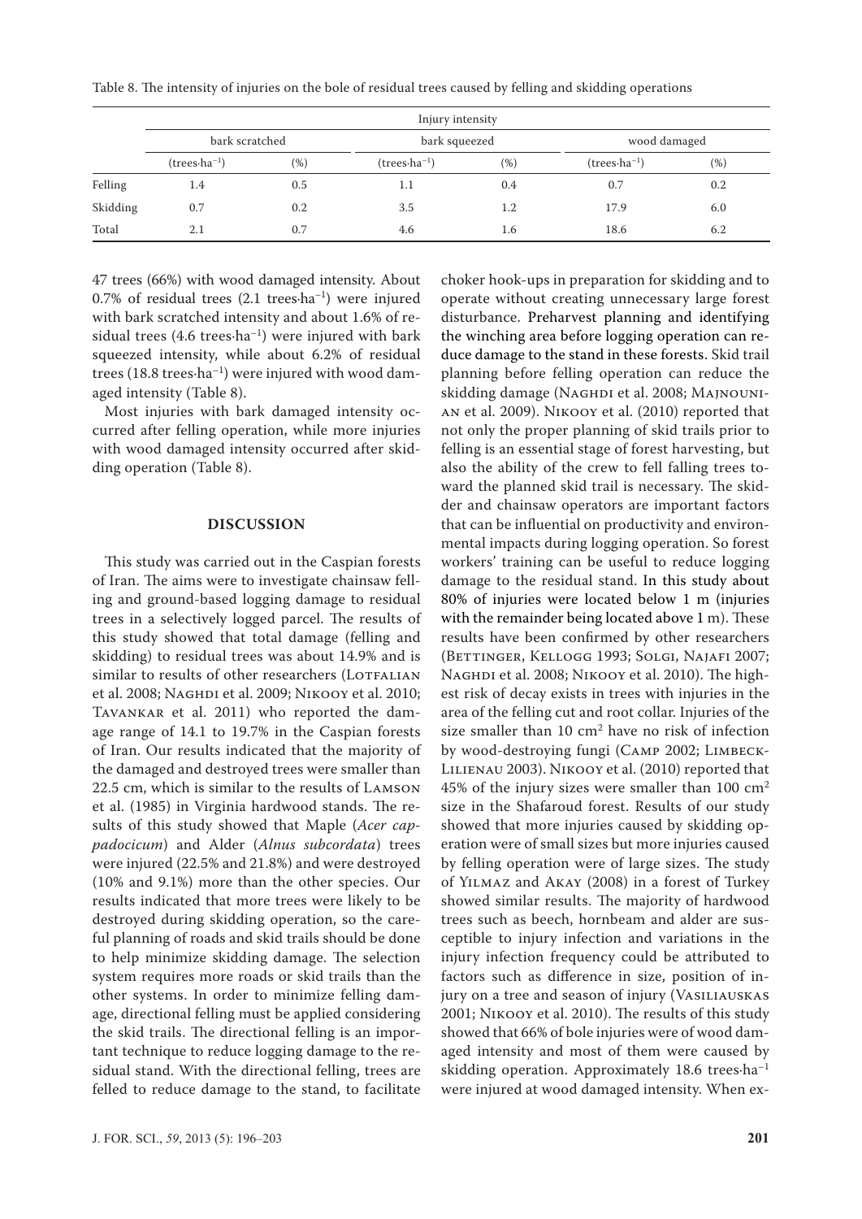Table 8. The intensity of injuries on the bole of residual trees caused by felling and skidding operations

| | Injury intensity | | | | | |
|---|---|---|---|---|---|---|
| | bark scratched | | bark squeezed | | wood damaged | |
| | (trees·ha$^{-1}$) | (%) | (trees·ha$^{-1}$) | (%) | (trees·ha$^{-1}$) | (%) |
| Felling | 1.4 | 0.5 | 1.1 | 0.4 | 0.7 | 0.2 |
| Skidding | 0.7 | 0.2 | 3.5 | 1.2 | 17.9 | 6.0 |
| Total | 2.1 | 0.7 | 4.6 | 1.6 | 18.6 | 6.2 |

47 trees (66%) with wood damaged intensity. About 0.7% of residual trees (2.1 trees·ha$^{-1}$) were injured with bark scratched intensity and about 1.6% of residual trees (4.6 trees·ha$^{-1}$) were injured with bark squeezed intensity, while about 6.2% of residual trees (18.8 trees·ha$^{-1}$) were injured with wood damaged intensity (Table 8).

Most injuries with bark damaged intensity occurred after felling operation, while more injuries with wood damaged intensity occurred after skidding operation (Table 8).

## DISCUSSION

This study was carried out in the Caspian forests of Iran. The aims were to investigate chainsaw felling and ground-based logging damage to residual trees in a selectively logged parcel. The results of this study showed that total damage (felling and skidding) to residual trees was about 14.9% and is similar to results of other researchers (Lotfalian et al. 2008; Naghdi et al. 2009; Nikooy et al. 2010; Tavankar et al. 2011) who reported the damage range of 14.1 to 19.7% in the Caspian forests of Iran. Our results indicated that the majority of the damaged and destroyed trees were smaller than 22.5 cm, which is similar to the results of Lamson et al. (1985) in Virginia hardwood stands. The results of this study showed that Maple (*Acer cappadocicum*) and Alder (*Alnus subcordata*) trees were injured (22.5% and 21.8%) and were destroyed (10% and 9.1%) more than the other species. Our results indicated that more trees were likely to be destroyed during skidding operation, so the careful planning of roads and skid trails should be done to help minimize skidding damage. The selection system requires more roads or skid trails than the other systems. In order to minimize felling damage, directional felling must be applied considering the skid trails. The directional felling is an important technique to reduce logging damage to the residual stand. With the directional felling, trees are felled to reduce damage to the stand, to facilitate choker hook-ups in preparation for skidding and to operate without creating unnecessary large forest disturbance. Preharvest planning and identifying the winching area before logging operation can reduce damage to the stand in these forests. Skid trail planning before felling operation can reduce the skidding damage (Naghdi et al. 2008; Majnounian et al. 2009). Nikooy et al. (2010) reported that not only the proper planning of skid trails prior to felling is an essential stage of forest harvesting, but also the ability of the crew to fell falling trees toward the planned skid trail is necessary. The skidder and chainsaw operators are important factors that can be influential on productivity and environmental impacts during logging operation. So forest workers' training can be useful to reduce logging damage to the residual stand. In this study about 80% of injuries were located below 1 m (injuries with the remainder being located above 1 m). These results have been confirmed by other researchers (Bettinger, Kellogg 1993; Solgi, Najafi 2007; Naghdi et al. 2008; Nikooy et al. 2010). The highest risk of decay exists in trees with injuries in the area of the felling cut and root collar. Injuries of the size smaller than 10 cm$^2$ have no risk of infection by wood-destroying fungi (Camp 2002; Limbeck-Lilienau 2003). Nikooy et al. (2010) reported that 45% of the injury sizes were smaller than 100 cm$^2$ size in the Shafaroud forest. Results of our study showed that more injuries caused by skidding operation were of small sizes but more injuries caused by felling operation were of large sizes. The study of Yilmaz and Akay (2008) in a forest of Turkey showed similar results. The majority of hardwood trees such as beech, hornbeam and alder are susceptible to injury infection and variations in the injury infection frequency could be attributed to factors such as difference in size, position of injury on a tree and season of injury (Vasiliauskas 2001; Nikooy et al. 2010). The results of this study showed that 66% of bole injuries were of wood damaged intensity and most of them were caused by skidding operation. Approximately 18.6 trees·ha$^{-1}$ were injured at wood damaged intensity. When ex-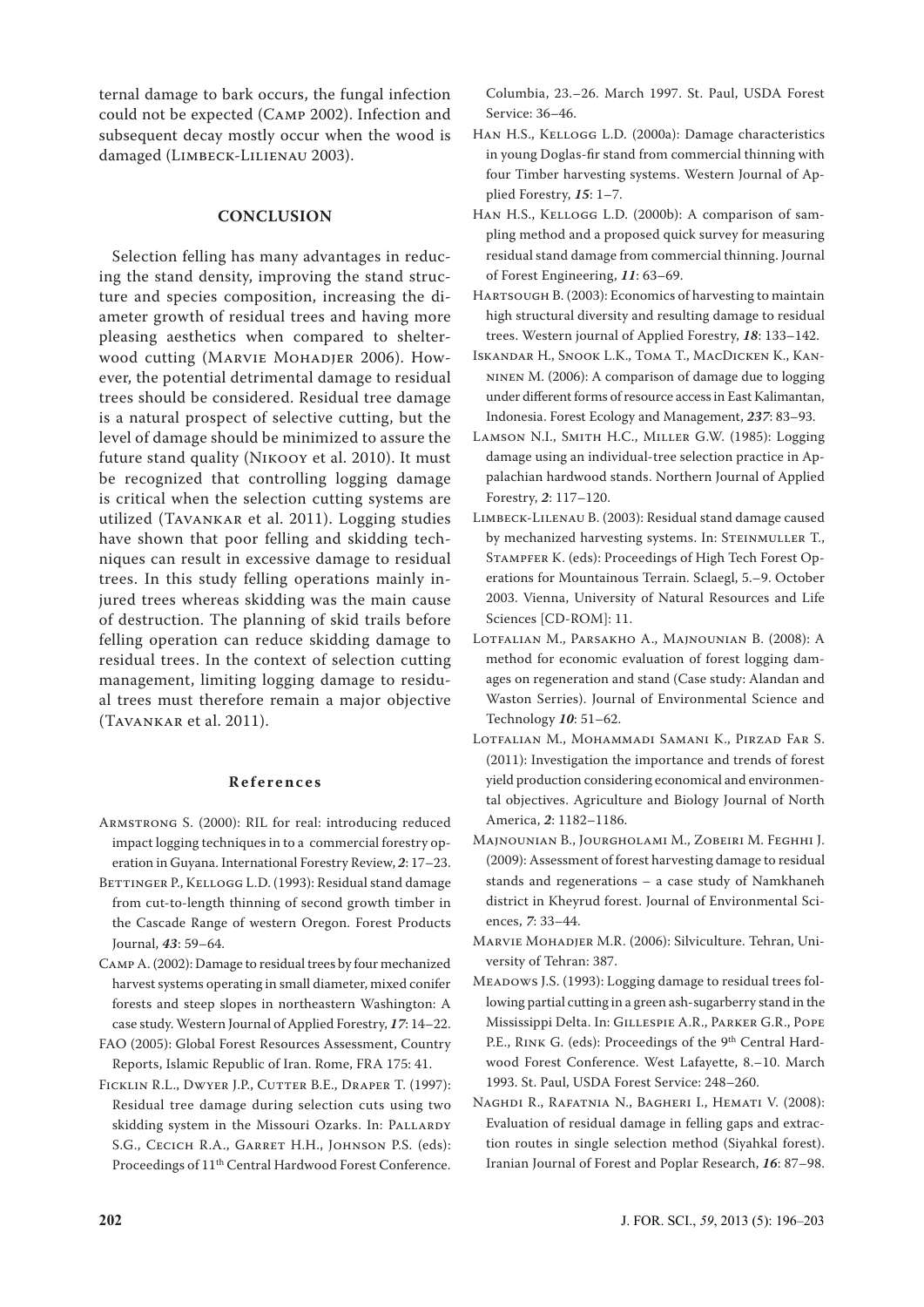ternal damage to bark occurs, the fungal infection could not be expected (Camp 2002). Infection and subsequent decay mostly occur when the wood is damaged (Limbeck-Lilienau 2003).

## CONCLUSION

Selection felling has many advantages in reducing the stand density, improving the stand structure and species composition, increasing the diameter growth of residual trees and having more pleasing aesthetics when compared to shelterwood cutting (Marvie Mohadjer 2006). However, the potential detrimental damage to residual trees should be considered. Residual tree damage is a natural prospect of selective cutting, but the level of damage should be minimized to assure the future stand quality (Nikooy et al. 2010). It must be recognized that controlling logging damage is critical when the selection cutting systems are utilized (Tavankar et al. 2011). Logging studies have shown that poor felling and skidding techniques can result in excessive damage to residual trees. In this study felling operations mainly injured trees whereas skidding was the main cause of destruction. The planning of skid trails before felling operation can reduce skidding damage to residual trees. In the context of selection cutting management, limiting logging damage to residual trees must therefore remain a major objective (Tavankar et al. 2011).

## References

Armstrong S. (2000): RIL for real: introducing reduced impact logging techniques in to a commercial forestry operation in Guyana. International Forestry Review, ***2***: 17–23.

Bettinger P., Kellogg L.D. (1993): Residual stand damage from cut-to-length thinning of second growth timber in the Cascade Range of western Oregon. Forest Products Journal, ***43***: 59–64.

Camp A. (2002): Damage to residual trees by four mechanized harvest systems operating in small diameter, mixed conifer forests and steep slopes in northeastern Washington: A case study. Western Journal of Applied Forestry, ***17***: 14–22.

FAO (2005): Global Forest Resources Assessment, Country Reports, Islamic Republic of Iran. Rome, FRA 175: 41.

Ficklin R.L., Dwyer J.P., Cutter B.E., Draper T. (1997): Residual tree damage during selection cuts using two skidding system in the Missouri Ozarks. In: Pallardy S.G., Cecich R.A., Garret H.H., Johnson P.S. (eds): Proceedings of 11th Central Hardwood Forest Conference. Columbia, 23.–26. March 1997. St. Paul, USDA Forest Service: 36–46.

Han H.S., Kellogg L.D. (2000a): Damage characteristics in young Doglas-fir stand from commercial thinning with four Timber harvesting systems. Western Journal of Applied Forestry, ***15***: 1–7.

Han H.S., Kellogg L.D. (2000b): A comparison of sampling method and a proposed quick survey for measuring residual stand damage from commercial thinning. Journal of Forest Engineering, ***11***: 63–69.

Hartsough B. (2003): Economics of harvesting to maintain high structural diversity and resulting damage to residual trees. Western journal of Applied Forestry, ***18***: 133–142.

Iskandar H., Snook L.K., Toma T., MacDicken K., Kanninen M. (2006): A comparison of damage due to logging under different forms of resource access in East Kalimantan, Indonesia. Forest Ecology and Management, ***237***: 83–93.

Lamson N.I., Smith H.C., Miller G.W. (1985): Logging damage using an individual-tree selection practice in Appalachian hardwood stands. Northern Journal of Applied Forestry, ***2***: 117–120.

Limbeck-Lilenau B. (2003): Residual stand damage caused by mechanized harvesting systems. In: Steinmuller T., Stampfer K. (eds): Proceedings of High Tech Forest Operations for Mountainous Terrain. Sclaegl, 5.–9. October 2003. Vienna, University of Natural Resources and Life Sciences [CD-ROM]: 11.

Lotfalian M., Parsakho A., Majnounian B. (2008): A method for economic evaluation of forest logging damages on regeneration and stand (Case study: Alandan and Waston Serries). Journal of Environmental Science and Technology ***10***: 51–62.

Lotfalian M., Mohammadi Samani K., Pirzad Far S. (2011): Investigation the importance and trends of forest yield production considering economical and environmental objectives. Agriculture and Biology Journal of North America, ***2***: 1182–1186.

Majnounian B., Jourgholami M., Zobeiri M. Feghhi J. (2009): Assessment of forest harvesting damage to residual stands and regenerations – a case study of Namkhaneh district in Kheyrud forest. Journal of Environmental Sciences, ***7***: 33–44.

Marvie Mohadjer M.R. (2006): Silviculture. Tehran, University of Tehran: 387.

Meadows J.S. (1993): Logging damage to residual trees following partial cutting in a green ash-sugarberry stand in the Mississippi Delta. In: Gillespie A.R., Parker G.R., Pope P.E., Rink G. (eds): Proceedings of the 9th Central Hardwood Forest Conference. West Lafayette, 8.–10. March 1993. St. Paul, USDA Forest Service: 248–260.

Naghdi R., Rafatnia N., Bagheri I., Hemati V. (2008): Evaluation of residual damage in felling gaps and extraction routes in single selection method (Siyahkal forest). Iranian Journal of Forest and Poplar Research, ***16***: 87–98.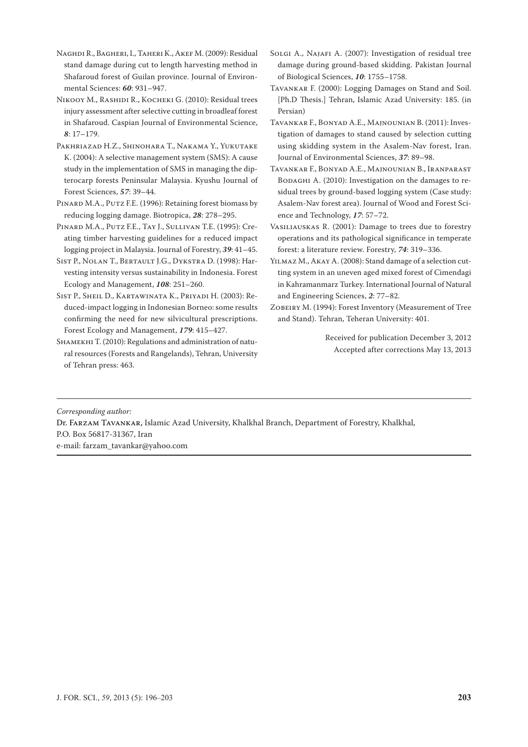Naghdi R., Bagheri, I., Taheri K., Akef M. (2009): Residual stand damage during cut to length harvesting method in Shafaroud forest of Guilan province. Journal of Environmental Sciences: ***60***: 931–947.

Nikooy M., Rashidi R., Kocheki G. (2010): Residual trees injury assessment after selective cutting in broadleaf forest in Shafaroud. Caspian Journal of Environmental Science, ***8***: 17–179.

Pakhriazad H.Z., Shinohara T., Nakama Y., Yukutake K. (2004): A selective management system (SMS): A cause study in the implementation of SMS in managing the dipterocarp forests Peninsular Malaysia. Kyushu Journal of Forest Sciences, ***57***: 39–44.

Pinard M.A., Putz F.E. (1996): Retaining forest biomass by reducing logging damage. Biotropica, ***28***: 278–295.

Pinard M.A., Putz F.E., Tay J., Sullivan T.E. (1995): Creating timber harvesting guidelines for a reduced impact logging project in Malaysia. Journal of Forestry, ***39***: 41–45.

Sist P., Nolan T., Bertault J.G., Dykstra D. (1998): Harvesting intensity versus sustainability in Indonesia. Forest Ecology and Management, ***108***: 251–260.

Sist P., Sheil D., Kartawinata K., Priyadi H. (2003): Reduced-impact logging in Indonesian Borneo: some results confirming the need for new silvicultural prescriptions. Forest Ecology and Management, ***179***: 415–427.

Shamekhi T. (2010): Regulations and administration of natural resources (Forests and Rangelands), Tehran, University of Tehran press: 463.

Solgi A., Najafi A. (2007): Investigation of residual tree damage during ground-based skidding. Pakistan Journal of Biological Sciences, ***10***: 1755–1758.

Tavankar F. (2000): Logging Damages on Stand and Soil. [Ph.D Thesis.] Tehran, Islamic Azad University: 185. (in Persian)

Tavankar F., Bonyad A.E., Majnounian B. (2011): Investigation of damages to stand caused by selection cutting using skidding system in the Asalem-Nav forest, Iran. Journal of Environmental Sciences, ***37***: 89–98.

Tavankar F., Bonyad A.E., Majnounian B., Iranparast Bodaghi A. (2010): Investigation on the damages to residual trees by ground-based logging system (Case study: Asalem-Nav forest area). Journal of Wood and Forest Science and Technology, ***17***: 57–72.

Vasiliauskas R. (2001): Damage to trees due to forestry operations and its pathological significance in temperate forest: a literature review. Forestry, ***74***: 319–336.

Yilmaz M., Akay A. (2008): Stand damage of a selection cutting system in an uneven aged mixed forest of Cimendagi in Kahramanmarz Turkey. International Journal of Natural and Engineering Sciences, ***2***: 77–82.

Zobeiry M. (1994): Forest Inventory (Measurement of Tree and Stand). Tehran, Teheran University: 401.

Received for publication December 3, 2012
Accepted after corrections May 13, 2013

*Corresponding author:*

Dr. Farzam Tavankar, Islamic Azad University, Khalkhal Branch, Department of Forestry, Khalkhal, P.O. Box 56817-31367, Iran
e-mail: farzam_tavankar@yahoo.com